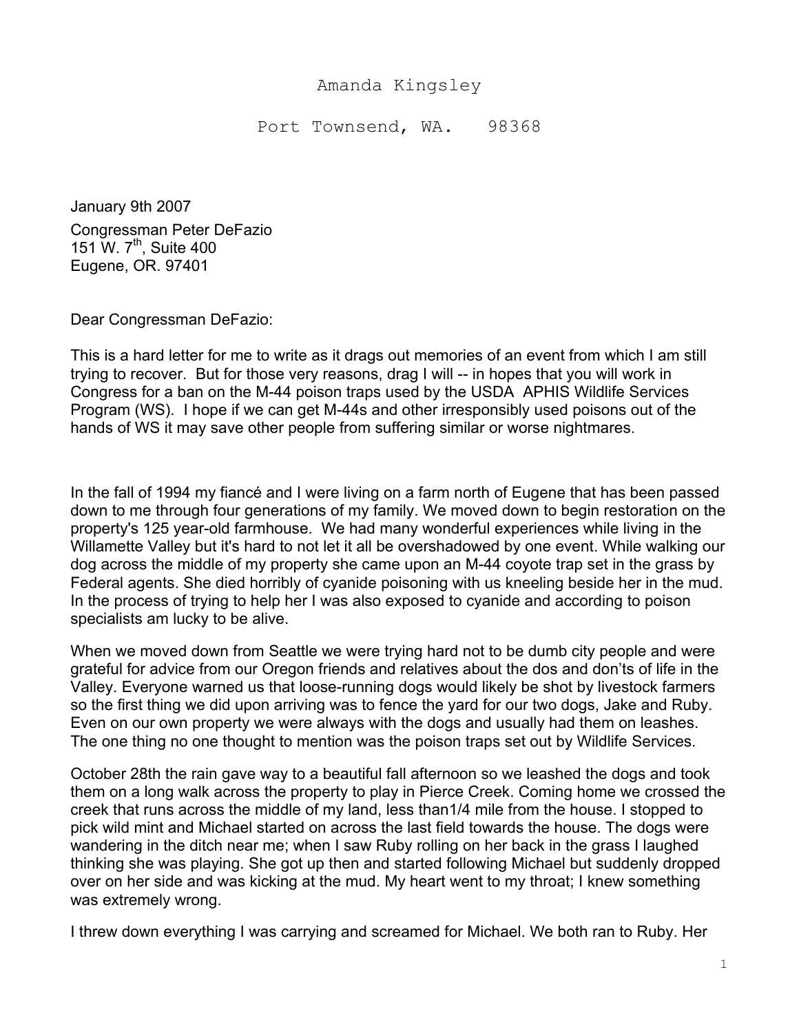Amanda Kingsley

Port Townsend, WA. 98368

January 9th 2007

Congressman Peter DeFazio
151 W. 7th, Suite 400
Eugene, OR. 97401

Dear Congressman DeFazio:

This is a hard letter for me to write as it drags out memories of an event from which I am still trying to recover. But for those very reasons, drag I will -- in hopes that you will work in Congress for a ban on the M-44 poison traps used by the USDA APHIS Wildlife Services Program (WS). I hope if we can get M-44s and other irresponsibly used poisons out of the hands of WS it may save other people from suffering similar or worse nightmares.

In the fall of 1994 my fiancé and I were living on a farm north of Eugene that has been passed down to me through four generations of my family. We moved down to begin restoration on the property's 125 year-old farmhouse. We had many wonderful experiences while living in the Willamette Valley but it's hard to not let it all be overshadowed by one event. While walking our dog across the middle of my property she came upon an M-44 coyote trap set in the grass by Federal agents. She died horribly of cyanide poisoning with us kneeling beside her in the mud. In the process of trying to help her I was also exposed to cyanide and according to poison specialists am lucky to be alive.

When we moved down from Seattle we were trying hard not to be dumb city people and were grateful for advice from our Oregon friends and relatives about the dos and don'ts of life in the Valley. Everyone warned us that loose-running dogs would likely be shot by livestock farmers so the first thing we did upon arriving was to fence the yard for our two dogs, Jake and Ruby. Even on our own property we were always with the dogs and usually had them on leashes. The one thing no one thought to mention was the poison traps set out by Wildlife Services.

October 28th the rain gave way to a beautiful fall afternoon so we leashed the dogs and took them on a long walk across the property to play in Pierce Creek. Coming home we crossed the creek that runs across the middle of my land, less than1/4 mile from the house. I stopped to pick wild mint and Michael started on across the last field towards the house. The dogs were wandering in the ditch near me; when I saw Ruby rolling on her back in the grass I laughed thinking she was playing. She got up then and started following Michael but suddenly dropped over on her side and was kicking at the mud. My heart went to my throat; I knew something was extremely wrong.

I threw down everything I was carrying and screamed for Michael. We both ran to Ruby. Her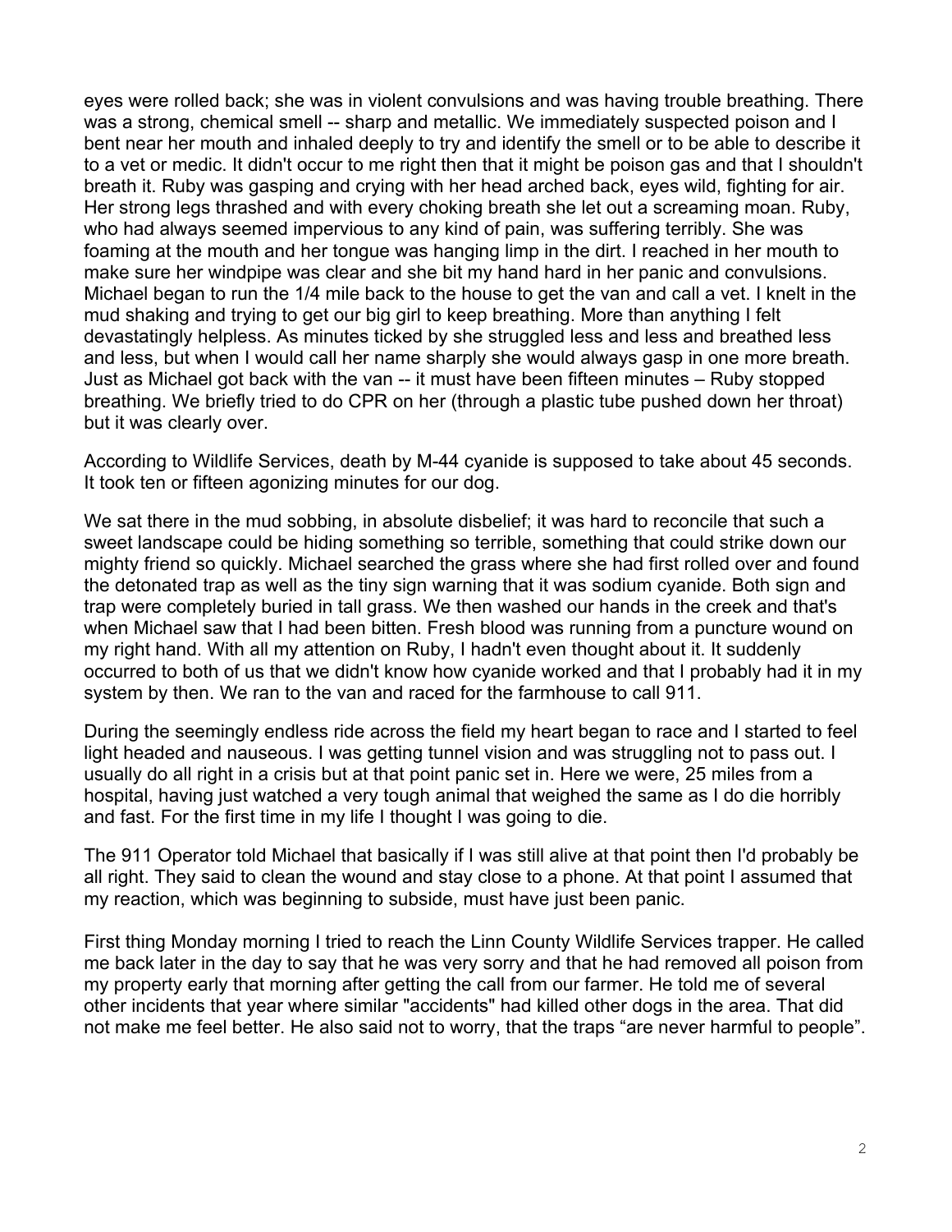eyes were rolled back; she was in violent convulsions and was having trouble breathing. There was a strong, chemical smell -- sharp and metallic. We immediately suspected poison and I bent near her mouth and inhaled deeply to try and identify the smell or to be able to describe it to a vet or medic. It didn't occur to me right then that it might be poison gas and that I shouldn't breath it. Ruby was gasping and crying with her head arched back, eyes wild, fighting for air. Her strong legs thrashed and with every choking breath she let out a screaming moan. Ruby, who had always seemed impervious to any kind of pain, was suffering terribly. She was foaming at the mouth and her tongue was hanging limp in the dirt. I reached in her mouth to make sure her windpipe was clear and she bit my hand hard in her panic and convulsions. Michael began to run the 1/4 mile back to the house to get the van and call a vet. I knelt in the mud shaking and trying to get our big girl to keep breathing. More than anything I felt devastatingly helpless. As minutes ticked by she struggled less and less and breathed less and less, but when I would call her name sharply she would always gasp in one more breath. Just as Michael got back with the van -- it must have been fifteen minutes – Ruby stopped breathing. We briefly tried to do CPR on her (through a plastic tube pushed down her throat) but it was clearly over.

According to Wildlife Services, death by M-44 cyanide is supposed to take about 45 seconds. It took ten or fifteen agonizing minutes for our dog.

We sat there in the mud sobbing, in absolute disbelief; it was hard to reconcile that such a sweet landscape could be hiding something so terrible, something that could strike down our mighty friend so quickly. Michael searched the grass where she had first rolled over and found the detonated trap as well as the tiny sign warning that it was sodium cyanide. Both sign and trap were completely buried in tall grass. We then washed our hands in the creek and that's when Michael saw that I had been bitten. Fresh blood was running from a puncture wound on my right hand. With all my attention on Ruby, I hadn't even thought about it. It suddenly occurred to both of us that we didn't know how cyanide worked and that I probably had it in my system by then. We ran to the van and raced for the farmhouse to call 911.

During the seemingly endless ride across the field my heart began to race and I started to feel light headed and nauseous. I was getting tunnel vision and was struggling not to pass out. I usually do all right in a crisis but at that point panic set in. Here we were, 25 miles from a hospital, having just watched a very tough animal that weighed the same as I do die horribly and fast. For the first time in my life I thought I was going to die.

The 911 Operator told Michael that basically if I was still alive at that point then I'd probably be all right. They said to clean the wound and stay close to a phone. At that point I assumed that my reaction, which was beginning to subside, must have just been panic.

First thing Monday morning I tried to reach the Linn County Wildlife Services trapper. He called me back later in the day to say that he was very sorry and that he had removed all poison from my property early that morning after getting the call from our farmer. He told me of several other incidents that year where similar "accidents" had killed other dogs in the area. That did not make me feel better. He also said not to worry, that the traps "are never harmful to people".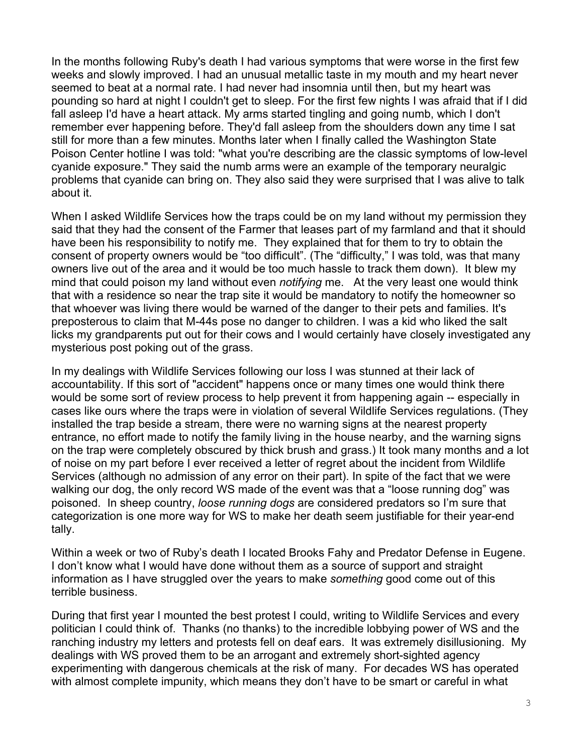In the months following Ruby's death I had various symptoms that were worse in the first few weeks and slowly improved. I had an unusual metallic taste in my mouth and my heart never seemed to beat at a normal rate. I had never had insomnia until then, but my heart was pounding so hard at night I couldn't get to sleep. For the first few nights I was afraid that if I did fall asleep I'd have a heart attack. My arms started tingling and going numb, which I don't remember ever happening before. They'd fall asleep from the shoulders down any time I sat still for more than a few minutes. Months later when I finally called the Washington State Poison Center hotline I was told: "what you're describing are the classic symptoms of low-level cyanide exposure." They said the numb arms were an example of the temporary neuralgic problems that cyanide can bring on. They also said they were surprised that I was alive to talk about it.

When I asked Wildlife Services how the traps could be on my land without my permission they said that they had the consent of the Farmer that leases part of my farmland and that it should have been his responsibility to notify me. They explained that for them to try to obtain the consent of property owners would be "too difficult". (The "difficulty," I was told, was that many owners live out of the area and it would be too much hassle to track them down). It blew my mind that could poison my land without even *notifying* me. At the very least one would think that with a residence so near the trap site it would be mandatory to notify the homeowner so that whoever was living there would be warned of the danger to their pets and families. It's preposterous to claim that M-44s pose no danger to children. I was a kid who liked the salt licks my grandparents put out for their cows and I would certainly have closely investigated any mysterious post poking out of the grass.

In my dealings with Wildlife Services following our loss I was stunned at their lack of accountability. If this sort of "accident" happens once or many times one would think there would be some sort of review process to help prevent it from happening again -- especially in cases like ours where the traps were in violation of several Wildlife Services regulations. (They installed the trap beside a stream, there were no warning signs at the nearest property entrance, no effort made to notify the family living in the house nearby, and the warning signs on the trap were completely obscured by thick brush and grass.) It took many months and a lot of noise on my part before I ever received a letter of regret about the incident from Wildlife Services (although no admission of any error on their part). In spite of the fact that we were walking our dog, the only record WS made of the event was that a "loose running dog" was poisoned. In sheep country, *loose running dogs* are considered predators so I'm sure that categorization is one more way for WS to make her death seem justifiable for their year-end tally.

Within a week or two of Ruby's death I located Brooks Fahy and Predator Defense in Eugene. I don't know what I would have done without them as a source of support and straight information as I have struggled over the years to make *something* good come out of this terrible business.

During that first year I mounted the best protest I could, writing to Wildlife Services and every politician I could think of. Thanks (no thanks) to the incredible lobbying power of WS and the ranching industry my letters and protests fell on deaf ears. It was extremely disillusioning. My dealings with WS proved them to be an arrogant and extremely short-sighted agency experimenting with dangerous chemicals at the risk of many. For decades WS has operated with almost complete impunity, which means they don't have to be smart or careful in what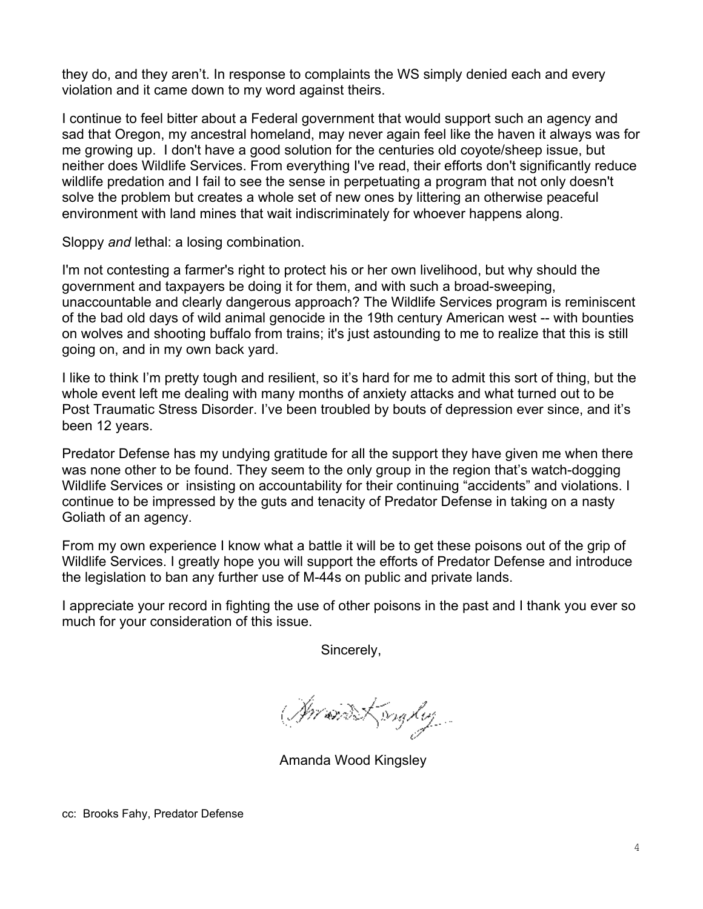they do, and they aren't. In response to complaints the WS simply denied each and every violation and it came down to my word against theirs.

I continue to feel bitter about a Federal government that would support such an agency and sad that Oregon, my ancestral homeland, may never again feel like the haven it always was for me growing up. I don't have a good solution for the centuries old coyote/sheep issue, but neither does Wildlife Services. From everything I've read, their efforts don't significantly reduce wildlife predation and I fail to see the sense in perpetuating a program that not only doesn't solve the problem but creates a whole set of new ones by littering an otherwise peaceful environment with land mines that wait indiscriminately for whoever happens along.

Sloppy *and* lethal: a losing combination.

I'm not contesting a farmer's right to protect his or her own livelihood, but why should the government and taxpayers be doing it for them, and with such a broad-sweeping, unaccountable and clearly dangerous approach? The Wildlife Services program is reminiscent of the bad old days of wild animal genocide in the 19th century American west -- with bounties on wolves and shooting buffalo from trains; it's just astounding to me to realize that this is still going on, and in my own back yard.

I like to think I'm pretty tough and resilient, so it's hard for me to admit this sort of thing, but the whole event left me dealing with many months of anxiety attacks and what turned out to be Post Traumatic Stress Disorder. I've been troubled by bouts of depression ever since, and it's been 12 years.

Predator Defense has my undying gratitude for all the support they have given me when there was none other to be found. They seem to the only group in the region that's watch-dogging Wildlife Services or insisting on accountability for their continuing "accidents" and violations. I continue to be impressed by the guts and tenacity of Predator Defense in taking on a nasty Goliath of an agency.

From my own experience I know what a battle it will be to get these poisons out of the grip of Wildlife Services. I greatly hope you will support the efforts of Predator Defense and introduce the legislation to ban any further use of M-44s on public and private lands.

I appreciate your record in fighting the use of other poisons in the past and I thank you ever so much for your consideration of this issue.

Sincerely,

Amanda Wood Kingsley

cc: Brooks Fahy, Predator Defense